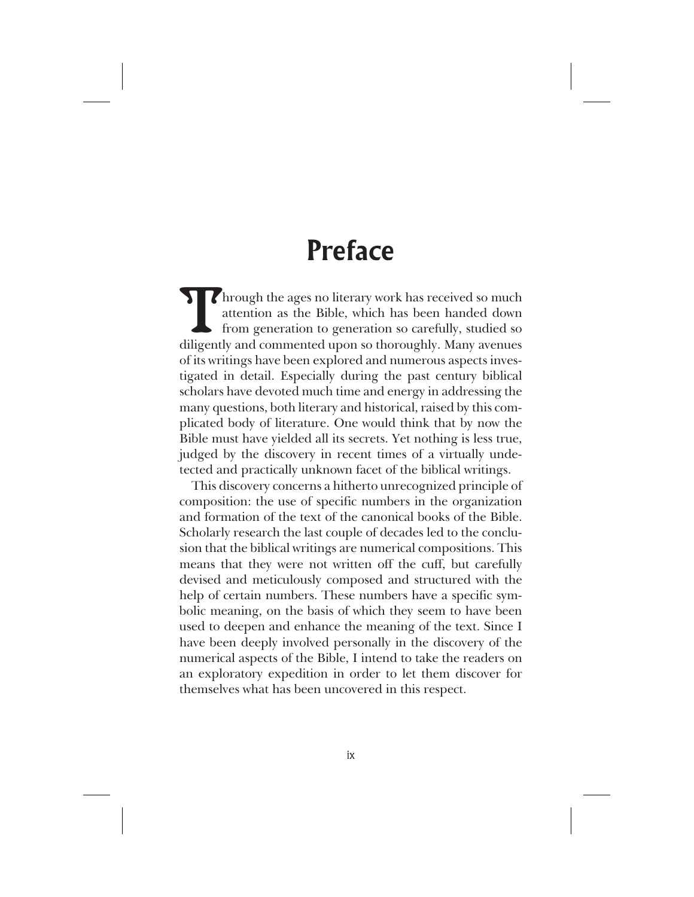# Preface

Through the ages no literary work has received so much attention as the Bible, which has been handed down from generation to generation so carefully, studied so diligently and commented upon so thoroughly. Many avenues of its writings have been explored and numerous aspects investigated in detail. Especially during the past century biblical scholars have devoted much time and energy in addressing the many questions, both literary and historical, raised by this complicated body of literature. One would think that by now the Bible must have yielded all its secrets. Yet nothing is less true, judged by the discovery in recent times of a virtually undetected and practically unknown facet of the biblical writings.

This discovery concerns a hitherto unrecognized principle of composition: the use of specific numbers in the organization and formation of the text of the canonical books of the Bible. Scholarly research the last couple of decades led to the conclusion that the biblical writings are numerical compositions. This means that they were not written off the cuff, but carefully devised and meticulously composed and structured with the help of certain numbers. These numbers have a specific symbolic meaning, on the basis of which they seem to have been used to deepen and enhance the meaning of the text. Since I have been deeply involved personally in the discovery of the numerical aspects of the Bible, I intend to take the readers on an exploratory expedition in order to let them discover for themselves what has been uncovered in this respect.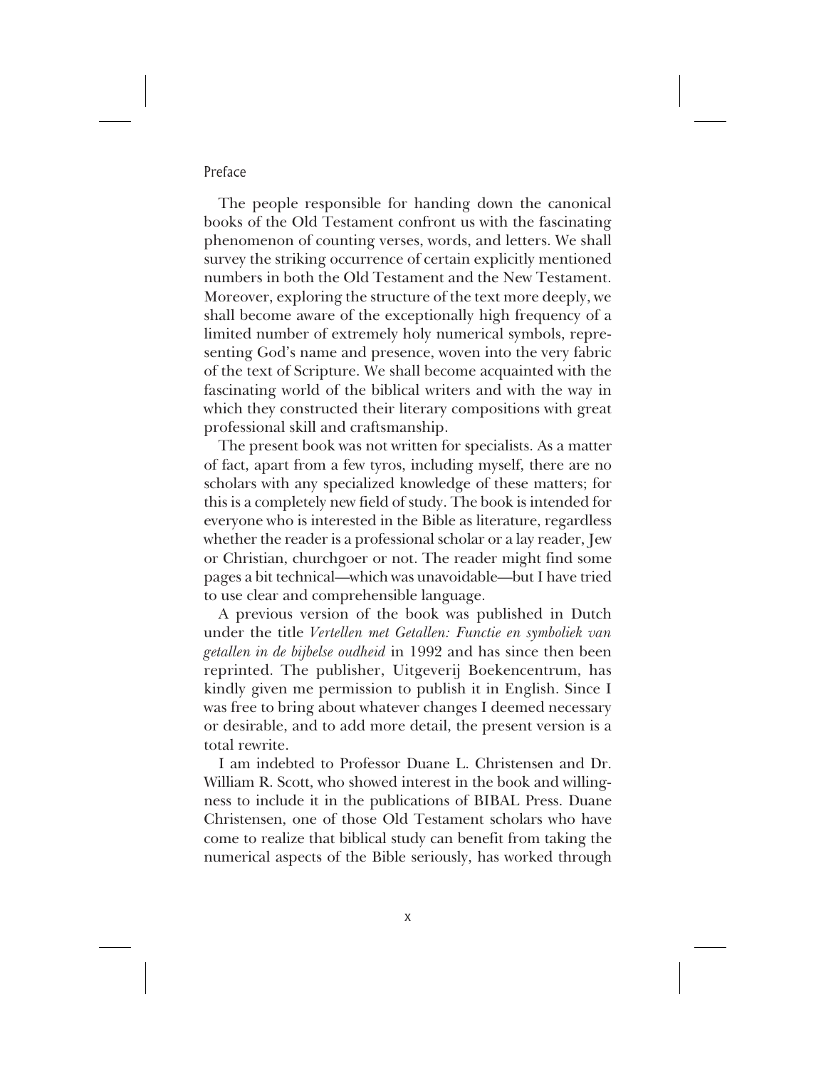## Preface

The people responsible for handing down the canonical books of the Old Testament confront us with the fascinating phenomenon of counting verses, words, and letters. We shall survey the striking occurrence of certain explicitly mentioned numbers in both the Old Testament and the New Testament. Moreover, exploring the structure of the text more deeply, we shall become aware of the exceptionally high frequency of a limited number of extremely holy numerical symbols, representing God's name and presence, woven into the very fabric of the text of Scripture. We shall become acquainted with the fascinating world of the biblical writers and with the way in which they constructed their literary compositions with great professional skill and craftsmanship.

The present book was not written for specialists. As a matter of fact, apart from a few tyros, including myself, there are no scholars with any specialized knowledge of these matters; for this is a completely new field of study. The book is intended for everyone who is interested in the Bible as literature, regardless whether the reader is a professional scholar or a lay reader, Jew or Christian, churchgoer or not. The reader might find some pages a bit technical—which was unavoidable—but I have tried to use clear and comprehensible language.

A previous version of the book was published in Dutch under the title *Vertellen met Getallen: Functie en symboliek van getallen in de bijbelse oudheid* in 1992 and has since then been reprinted. The publisher, Uitgeverij Boekencentrum, has kindly given me permission to publish it in English. Since I was free to bring about whatever changes I deemed necessary or desirable, and to add more detail, the present version is a total rewrite.

I am indebted to Professor Duane L. Christensen and Dr. William R. Scott, who showed interest in the book and willingness to include it in the publications of BIBAL Press. Duane Christensen, one of those Old Testament scholars who have come to realize that biblical study can benefit from taking the numerical aspects of the Bible seriously, has worked through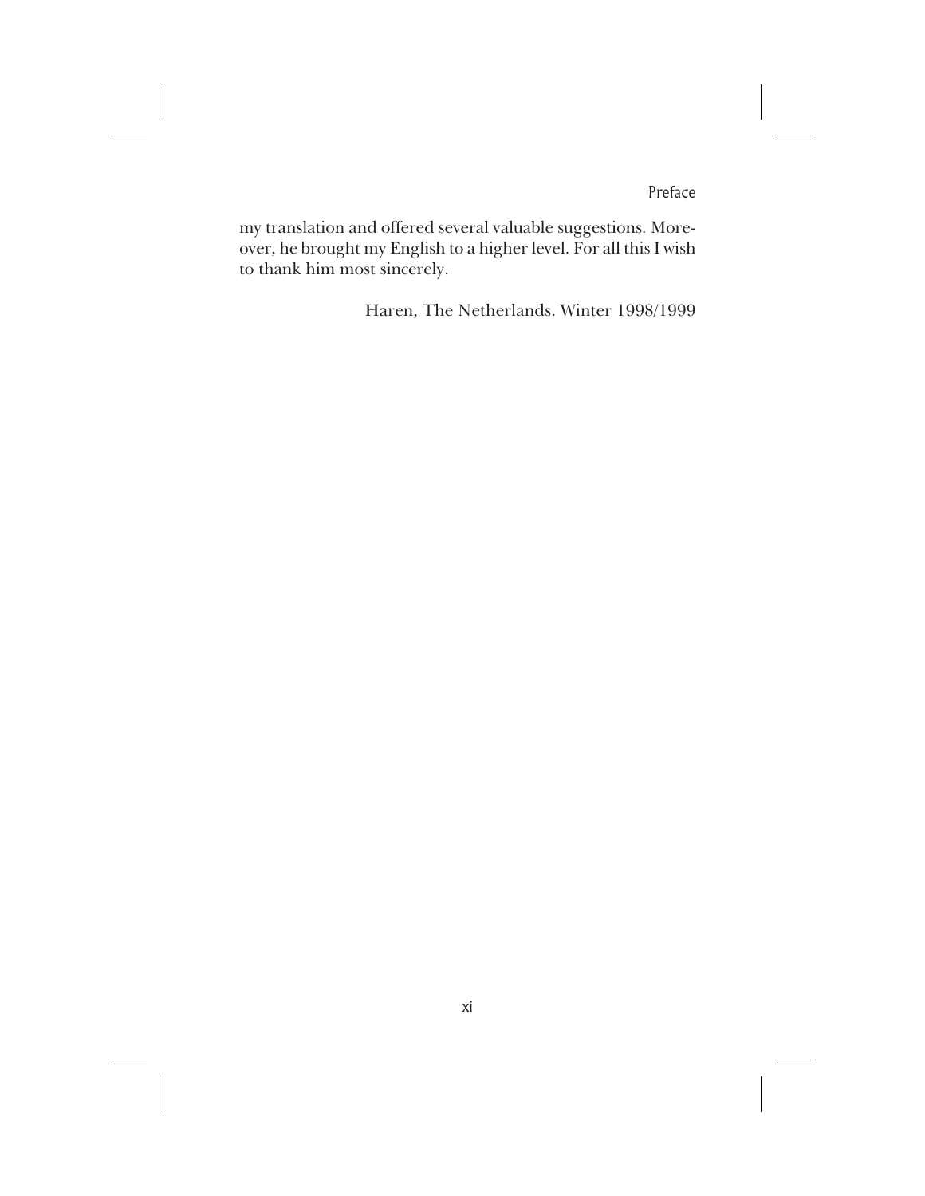my translation and offered several valuable suggestions. Moreover, he brought my English to a higher level. For all this I wish to thank him most sincerely.

Haren, The Netherlands. Winter 1998/1999